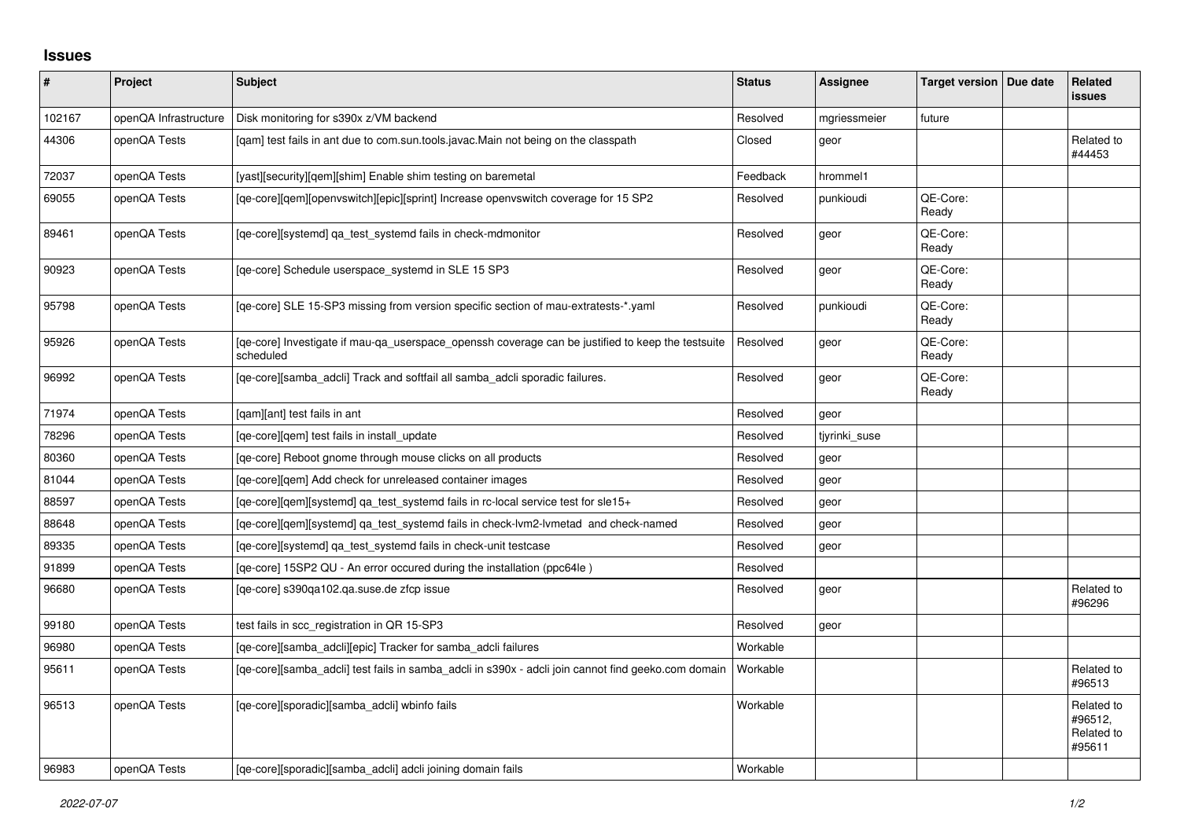## Issues

| # | Project | Subject | Status | Assignee | Target version | Due date | Related issues |
|---|---|---|---|---|---|---|---|
| 102167 | openQA Infrastructure | Disk monitoring for s390x z/VM backend | Resolved | mgriessmeier | future | | |
| 44306 | openQA Tests | [qam] test fails in ant due to com.sun.tools.javac.Main not being on the classpath | Closed | geor | | | Related to #44453 |
| 72037 | openQA Tests | [yast][security][qem][shim] Enable shim testing on baremetal | Feedback | hrommel1 | | | |
| 69055 | openQA Tests | [qe-core][qem][openvswitch][epic][sprint] Increase openvswitch coverage for 15 SP2 | Resolved | punkioudi | QE-Core: Ready | | |
| 89461 | openQA Tests | [qe-core][systemd] qa_test_systemd fails in check-mdmonitor | Resolved | geor | QE-Core: Ready | | |
| 90923 | openQA Tests | [qe-core] Schedule userspace_systemd in SLE 15 SP3 | Resolved | geor | QE-Core: Ready | | |
| 95798 | openQA Tests | [qe-core] SLE 15-SP3 missing from version specific section of mau-extratests-*.yaml | Resolved | punkioudi | QE-Core: Ready | | |
| 95926 | openQA Tests | [qe-core] Investigate if mau-qa_userspace_openssh coverage can be justified to keep the testsuite scheduled | Resolved | geor | QE-Core: Ready | | |
| 96992 | openQA Tests | [qe-core][samba_adcli] Track and softfail all samba_adcli sporadic failures. | Resolved | geor | QE-Core: Ready | | |
| 71974 | openQA Tests | [qam][ant] test fails in ant | Resolved | geor | | | |
| 78296 | openQA Tests | [qe-core][qem] test fails in install_update | Resolved | tjyrinki_suse | | | |
| 80360 | openQA Tests | [qe-core] Reboot gnome through mouse clicks on all products | Resolved | geor | | | |
| 81044 | openQA Tests | [qe-core][qem] Add check for unreleased container images | Resolved | geor | | | |
| 88597 | openQA Tests | [qe-core][qem][systemd] qa_test_systemd fails in rc-local service test for sle15+ | Resolved | geor | | | |
| 88648 | openQA Tests | [qe-core][qem][systemd] qa_test_systemd fails in check-lvm2-lvmetad and check-named | Resolved | geor | | | |
| 89335 | openQA Tests | [qe-core][systemd] qa_test_systemd fails in check-unit testcase | Resolved | geor | | | |
| 91899 | openQA Tests | [qe-core] 15SP2 QU - An error occured during the installation (ppc64le ) | Resolved | | | | |
| 96680 | openQA Tests | [qe-core] s390qa102.qa.suse.de zfcp issue | Resolved | geor | | | Related to #96296 |
| 99180 | openQA Tests | test fails in scc_registration in QR 15-SP3 | Resolved | geor | | | |
| 96980 | openQA Tests | [qe-core][samba_adcli][epic] Tracker for samba_adcli failures | Workable | | | | |
| 95611 | openQA Tests | [qe-core][samba_adcli] test fails in samba_adcli in s390x - adcli join cannot find geeko.com domain | Workable | | | | Related to #96513 |
| 96513 | openQA Tests | [qe-core][sporadic][samba_adcli] wbinfo fails | Workable | | | | Related to #96512, Related to #95611 |
| 96983 | openQA Tests | [qe-core][sporadic][samba_adcli] adcli joining domain fails | Workable | | | | |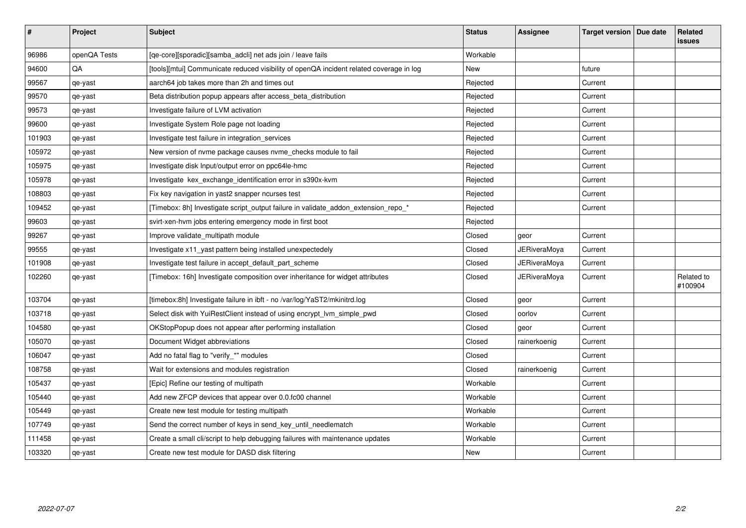| # | Project | Subject | Status | Assignee | Target version | Due date | Related issues |
|---|---|---|---|---|---|---|---|
| 96986 | openQA Tests | [qe-core][sporadic][samba_adcli] net ads join / leave fails | Workable | | | | |
| 94600 | QA | [tools][mtui] Communicate reduced visibility of openQA incident related coverage in log | New | | future | | |
| 99567 | qe-yast | aarch64 job takes more than 2h and times out | Rejected | | Current | | |
| 99570 | qe-yast | Beta distribution popup appears after access_beta_distribution | Rejected | | Current | | |
| 99573 | qe-yast | Investigate failure of LVM activation | Rejected | | Current | | |
| 99600 | qe-yast | Investigate System Role page not loading | Rejected | | Current | | |
| 101903 | qe-yast | Investigate test failure in integration_services | Rejected | | Current | | |
| 105972 | qe-yast | New version of nvme package causes nvme_checks module to fail | Rejected | | Current | | |
| 105975 | qe-yast | Investigate disk Input/output error on ppc64le-hmc | Rejected | | Current | | |
| 105978 | qe-yast | Investigate kex_exchange_identification error in s390x-kvm | Rejected | | Current | | |
| 108803 | qe-yast | Fix key navigation in yast2 snapper ncurses test | Rejected | | Current | | |
| 109452 | qe-yast | [Timebox: 8h] Investigate script_output failure in validate_addon_extension_repo_* | Rejected | | Current | | |
| 99603 | qe-yast | svirt-xen-hvm jobs entering emergency mode in first boot | Rejected | | | | |
| 99267 | qe-yast | Improve validate_multipath module | Closed | geor | Current | | |
| 99555 | qe-yast | Investigate x11_yast pattern being installed unexpectedely | Closed | JERiveraMoya | Current | | |
| 101908 | qe-yast | Investigate test failure in accept_default_part_scheme | Closed | JERiveraMoya | Current | | |
| 102260 | qe-yast | [Timebox: 16h] Investigate composition over inheritance for widget attributes | Closed | JERiveraMoya | Current | | Related to #100904 |
| 103704 | qe-yast | [timebox:8h] Investigate failure in ibft - no /var/log/YaST2/mkinitrd.log | Closed | geor | Current | | |
| 103718 | qe-yast | Select disk with YuiRestClient instead of using encrypt_lvm_simple_pwd | Closed | oorlov | Current | | |
| 104580 | qe-yast | OKStopPopup does not appear after performing installation | Closed | geor | Current | | |
| 105070 | qe-yast | Document Widget abbreviations | Closed | rainerkoenig | Current | | |
| 106047 | qe-yast | Add no fatal flag to "verify_*" modules | Closed | | Current | | |
| 108758 | qe-yast | Wait for extensions and modules registration | Closed | rainerkoenig | Current | | |
| 105437 | qe-yast | [Epic] Refine our testing of multipath | Workable | | Current | | |
| 105440 | qe-yast | Add new ZFCP devices that appear over 0.0.fc00 channel | Workable | | Current | | |
| 105449 | qe-yast | Create new test module for testing multipath | Workable | | Current | | |
| 107749 | qe-yast | Send the correct number of keys in send_key_until_needlematch | Workable | | Current | | |
| 111458 | qe-yast | Create a small cli/script to help debugging failures with maintenance updates | Workable | | Current | | |
| 103320 | qe-yast | Create new test module for DASD disk filtering | New | | Current | | |